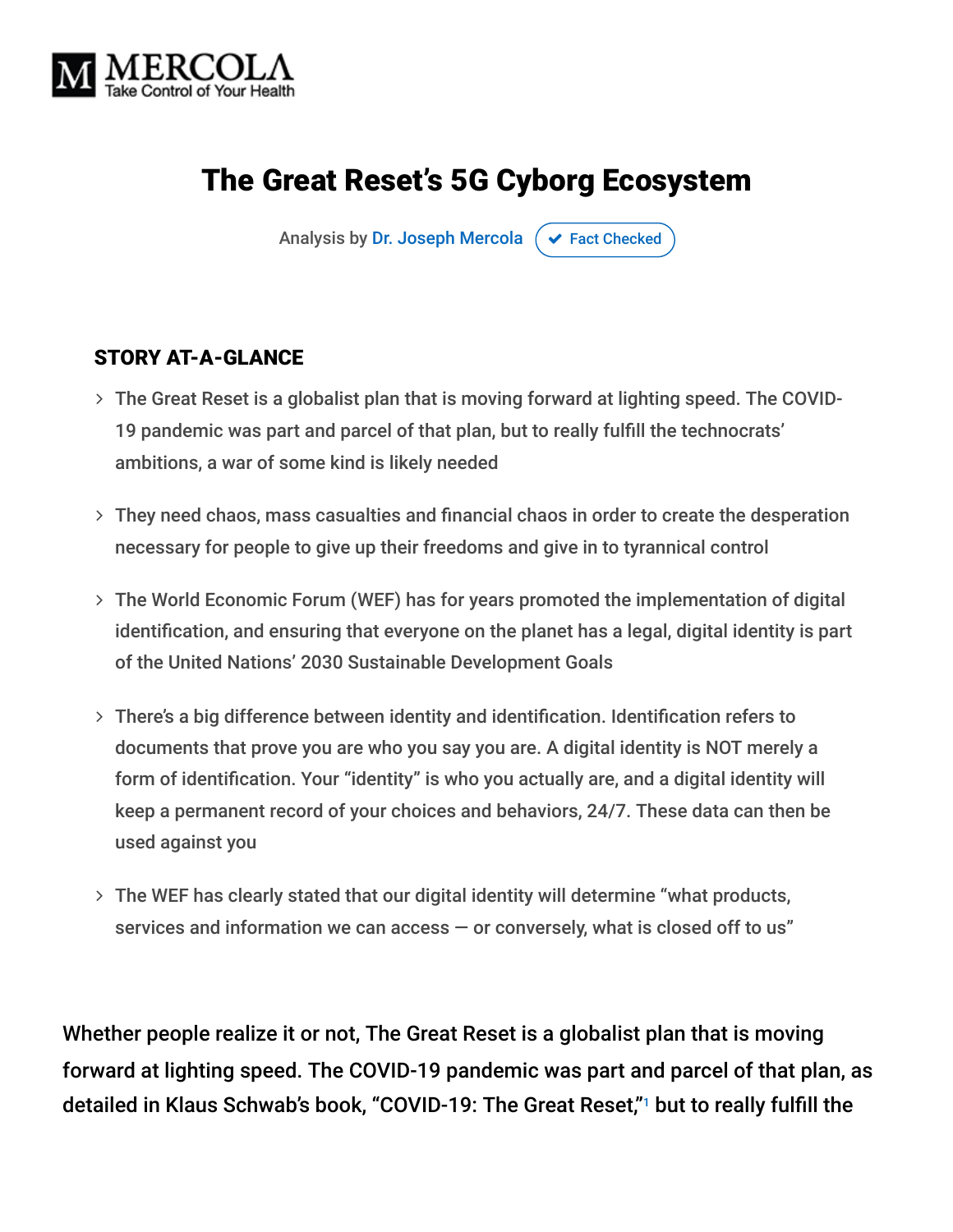MERCOLA
Take Control of Your Health

# The Great Reset's 5G Cyborg Ecosystem

Analysis by Dr. Joseph Mercola ✔ Fact Checked

## STORY AT-A-GLANCE

- The Great Reset is a globalist plan that is moving forward at lighting speed. The COVID-19 pandemic was part and parcel of that plan, but to really fulfill the technocrats' ambitions, a war of some kind is likely needed
- They need chaos, mass casualties and financial chaos in order to create the desperation necessary for people to give up their freedoms and give in to tyrannical control
- The World Economic Forum (WEF) has for years promoted the implementation of digital identification, and ensuring that everyone on the planet has a legal, digital identity is part of the United Nations' 2030 Sustainable Development Goals
- There's a big difference between identity and identification. Identification refers to documents that prove you are who you say you are. A digital identity is NOT merely a form of identification. Your "identity" is who you actually are, and a digital identity will keep a permanent record of your choices and behaviors, 24/7. These data can then be used against you
- The WEF has clearly stated that our digital identity will determine "what products, services and information we can access — or conversely, what is closed off to us"

Whether people realize it or not, The Great Reset is a globalist plan that is moving forward at lighting speed. The COVID-19 pandemic was part and parcel of that plan, as detailed in Klaus Schwab's book, "COVID-19: The Great Reset,"[1] but to really fulfill the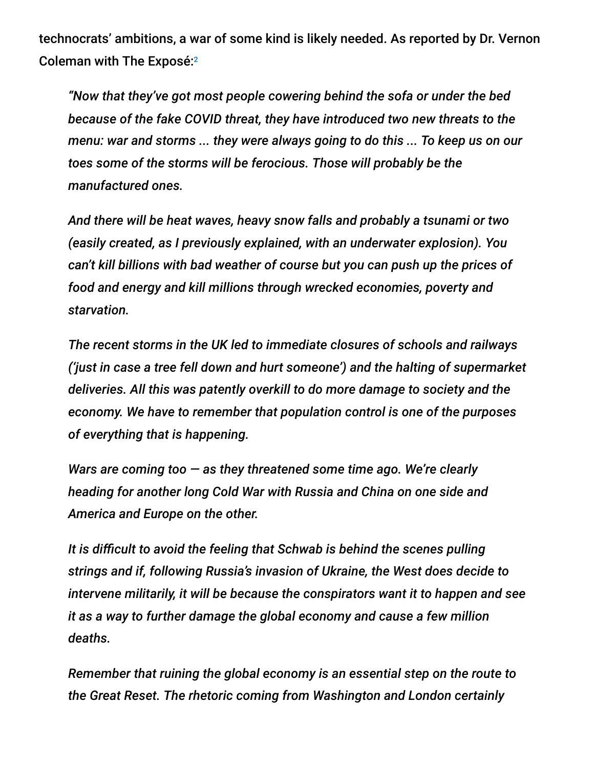technocrats' ambitions, a war of some kind is likely needed. As reported by Dr. Vernon Coleman with The Exposé:[2]

> *"Now that they've got most people cowering behind the sofa or under the bed because of the fake COVID threat, they have introduced two new threats to the menu: war and storms ... they were always going to do this ... To keep us on our toes some of the storms will be ferocious. Those will probably be the manufactured ones.*
>
> *And there will be heat waves, heavy snow falls and probably a tsunami or two (easily created, as I previously explained, with an underwater explosion). You can't kill billions with bad weather of course but you can push up the prices of food and energy and kill millions through wrecked economies, poverty and starvation.*
>
> *The recent storms in the UK led to immediate closures of schools and railways ('just in case a tree fell down and hurt someone') and the halting of supermarket deliveries. All this was patently overkill to do more damage to society and the economy. We have to remember that population control is one of the purposes of everything that is happening.*
>
> *Wars are coming too — as they threatened some time ago. We're clearly heading for another long Cold War with Russia and China on one side and America and Europe on the other.*
>
> *It is difficult to avoid the feeling that Schwab is behind the scenes pulling strings and if, following Russia's invasion of Ukraine, the West does decide to intervene militarily, it will be because the conspirators want it to happen and see it as a way to further damage the global economy and cause a few million deaths.*
>
> *Remember that ruining the global economy is an essential step on the route to the Great Reset. The rhetoric coming from Washington and London certainly*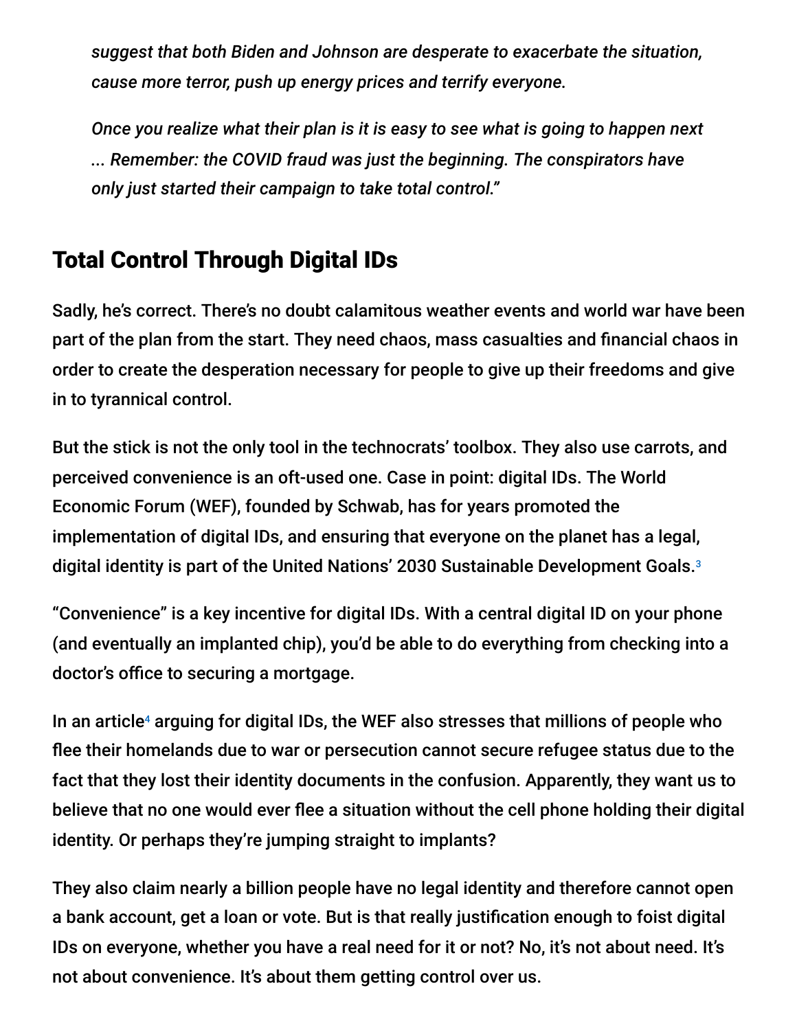*suggest that both Biden and Johnson are desperate to exacerbate the situation, cause more terror, push up energy prices and terrify everyone.*

*Once you realize what their plan is it is easy to see what is going to happen next ... Remember: the COVID fraud was just the beginning. The conspirators have only just started their campaign to take total control."*

## Total Control Through Digital IDs

Sadly, he's correct. There's no doubt calamitous weather events and world war have been part of the plan from the start. They need chaos, mass casualties and financial chaos in order to create the desperation necessary for people to give up their freedoms and give in to tyrannical control.

But the stick is not the only tool in the technocrats' toolbox. They also use carrots, and perceived convenience is an oft-used one. Case in point: digital IDs. The World Economic Forum (WEF), founded by Schwab, has for years promoted the implementation of digital IDs, and ensuring that everyone on the planet has a legal, digital identity is part of the United Nations' 2030 Sustainable Development Goals.[3]

"Convenience" is a key incentive for digital IDs. With a central digital ID on your phone (and eventually an implanted chip), you'd be able to do everything from checking into a doctor's office to securing a mortgage.

In an article[4] arguing for digital IDs, the WEF also stresses that millions of people who flee their homelands due to war or persecution cannot secure refugee status due to the fact that they lost their identity documents in the confusion. Apparently, they want us to believe that no one would ever flee a situation without the cell phone holding their digital identity. Or perhaps they're jumping straight to implants?

They also claim nearly a billion people have no legal identity and therefore cannot open a bank account, get a loan or vote. But is that really justification enough to foist digital IDs on everyone, whether you have a real need for it or not? No, it's not about need. It's not about convenience. It's about them getting control over us.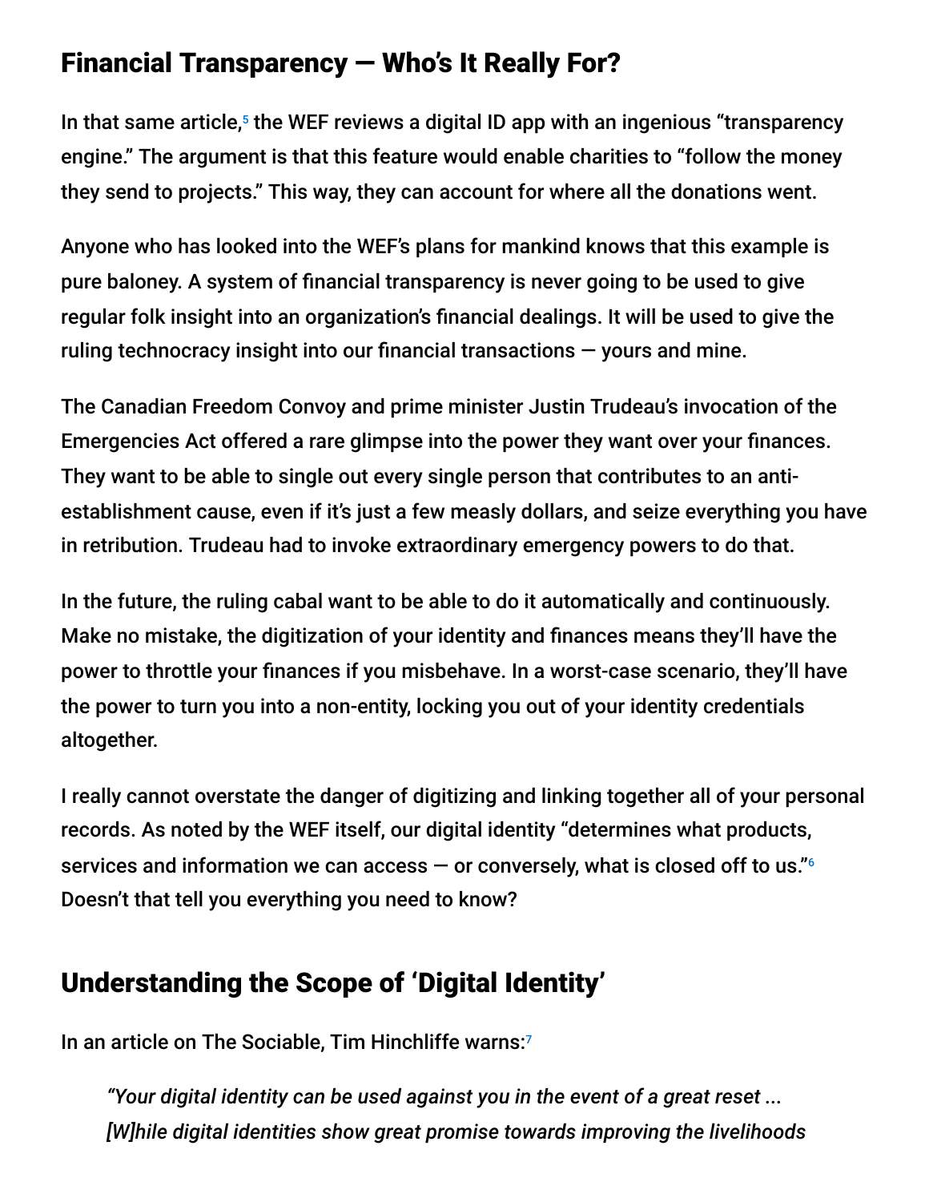## Financial Transparency — Who's It Really For?

In that same article,[5] the WEF reviews a digital ID app with an ingenious "transparency engine." The argument is that this feature would enable charities to "follow the money they send to projects." This way, they can account for where all the donations went.

Anyone who has looked into the WEF's plans for mankind knows that this example is pure baloney. A system of financial transparency is never going to be used to give regular folk insight into an organization's financial dealings. It will be used to give the ruling technocracy insight into our financial transactions — yours and mine.

The Canadian Freedom Convoy and prime minister Justin Trudeau's invocation of the Emergencies Act offered a rare glimpse into the power they want over your finances. They want to be able to single out every single person that contributes to an anti-establishment cause, even if it's just a few measly dollars, and seize everything you have in retribution. Trudeau had to invoke extraordinary emergency powers to do that.

In the future, the ruling cabal want to be able to do it automatically and continuously. Make no mistake, the digitization of your identity and finances means they'll have the power to throttle your finances if you misbehave. In a worst-case scenario, they'll have the power to turn you into a non-entity, locking you out of your identity credentials altogether.

I really cannot overstate the danger of digitizing and linking together all of your personal records. As noted by the WEF itself, our digital identity "determines what products, services and information we can access — or conversely, what is closed off to us."[6] Doesn't that tell you everything you need to know?

## Understanding the Scope of 'Digital Identity'

In an article on The Sociable, Tim Hinchliffe warns:[7]

> *"Your digital identity can be used against you in the event of a great reset ... [W]hile digital identities show great promise towards improving the livelihoods*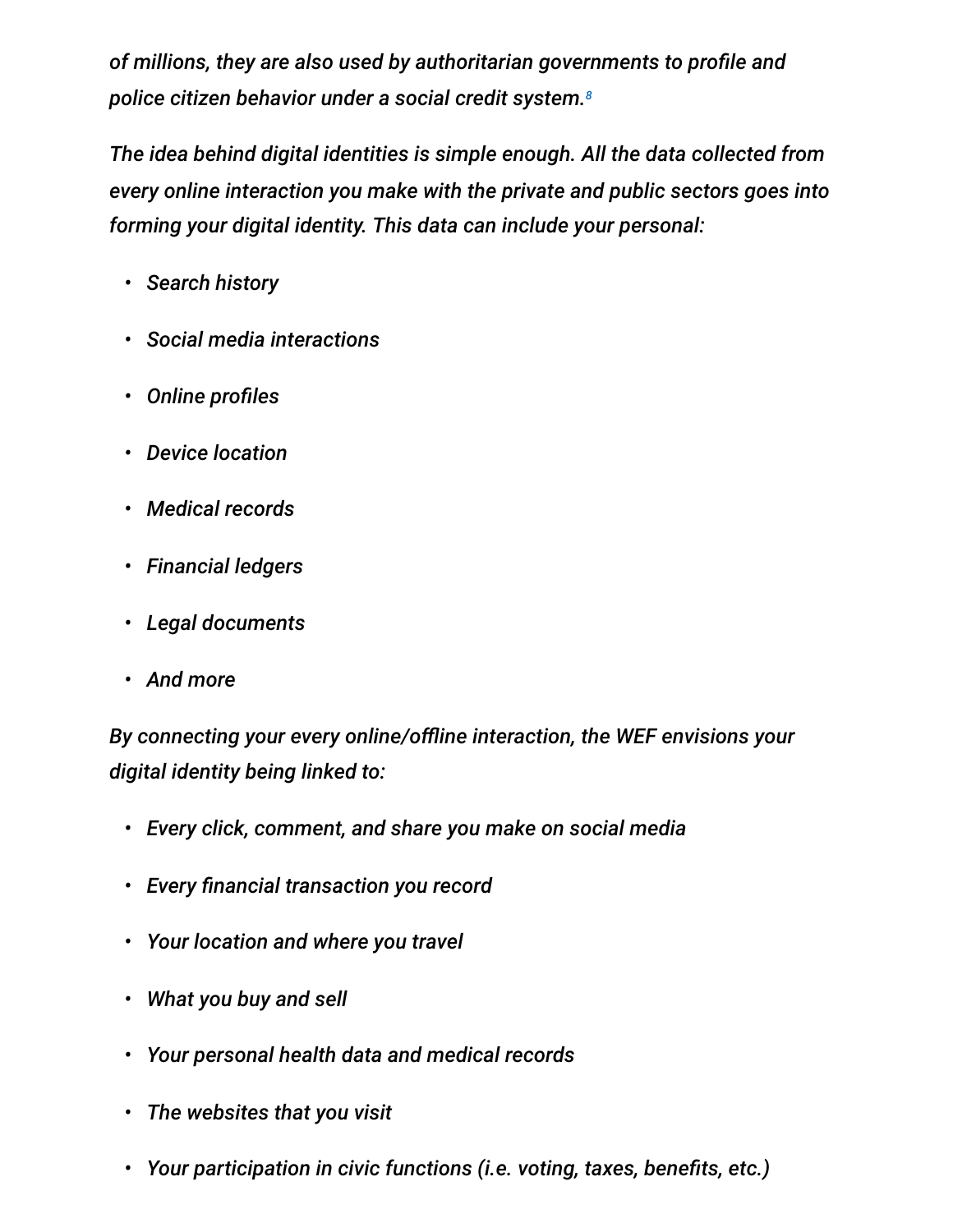*of millions, they are also used by authoritarian governments to profile and police citizen behavior under a social credit system.*[8]

*The idea behind digital identities is simple enough. All the data collected from every online interaction you make with the private and public sectors goes into forming your digital identity. This data can include your personal:*

- *Search history*
- *Social media interactions*
- *Online profiles*
- *Device location*
- *Medical records*
- *Financial ledgers*
- *Legal documents*
- *And more*

*By connecting your every online/offline interaction, the WEF envisions your digital identity being linked to:*

- *Every click, comment, and share you make on social media*
- *Every financial transaction you record*
- *Your location and where you travel*
- *What you buy and sell*
- *Your personal health data and medical records*
- *The websites that you visit*
- *Your participation in civic functions (i.e. voting, taxes, benefits, etc.)*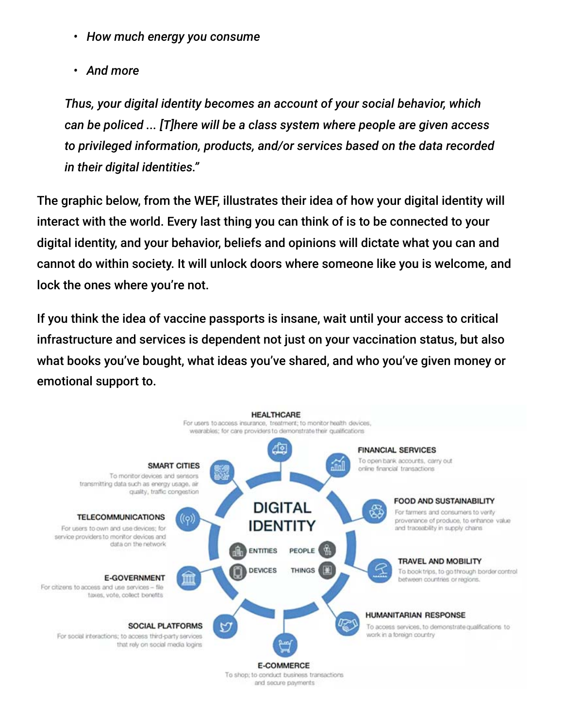- *How much energy you consume*
- *And more*

*Thus, your digital identity becomes an account of your social behavior, which can be policed ... [T]here will be a class system where people are given access to privileged information, products, and/or services based on the data recorded in their digital identities."*

The graphic below, from the WEF, illustrates their idea of how your digital identity will interact with the world. Every last thing you can think of is to be connected to your digital identity, and your behavior, beliefs and opinions will dictate what you can and cannot do within society. It will unlock doors where someone like you is welcome, and lock the ones where you're not.

If you think the idea of vaccine passports is insane, wait until your access to critical infrastructure and services is dependent not just on your vaccination status, but also what books you've bought, what ideas you've shared, and who you've given money or emotional support to.

**DIGITAL IDENTITY**

ENTITIES · PEOPLE · DEVICES · THINGS

**HEALTHCARE**
For users to access insurance, treatment; to monitor health devices, wearables; for care providers to demonstrate their qualifications

**FINANCIAL SERVICES**
To open bank accounts, carry out online financial transactions

**FOOD AND SUSTAINABILITY**
For farmers and consumers to verify provenance of produce, to enhance value and traceability in supply chains

**TRAVEL AND MOBILITY**
To book trips, to go through border control between countries or regions.

**HUMANITARIAN RESPONSE**
To access services, to demonstrate qualifications to work in a foreign country

**E-COMMERCE**
To shop; to conduct business transactions and secure payments

**SOCIAL PLATFORMS**
For social interactions; to access third-party services that rely on social media logins

**E-GOVERNMENT**
For citizens to access and use services – file taxes, vote, collect benefits

**TELECOMMUNICATIONS**
For users to own and use devices; for service providers to monitor devices and data on the network

**SMART CITIES**
To monitor devices and sensors transmitting data such as energy usage, air quality, traffic congestion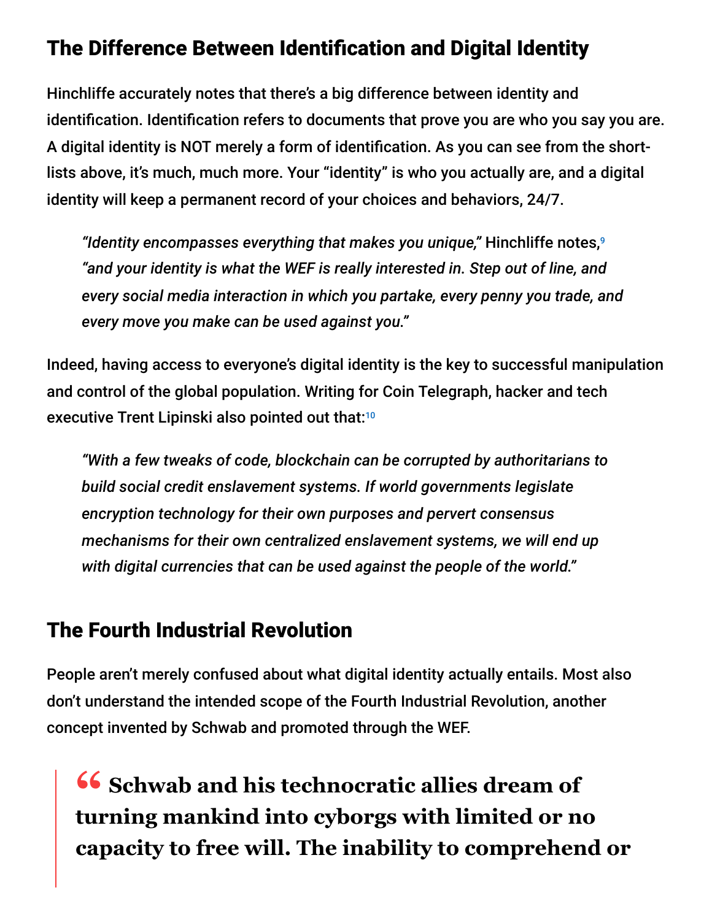## The Difference Between Identification and Digital Identity

Hinchliffe accurately notes that there's a big difference between identity and identification. Identification refers to documents that prove you are who you say you are. A digital identity is NOT merely a form of identification. As you can see from the short-lists above, it's much, much more. Your "identity" is who you actually are, and a digital identity will keep a permanent record of your choices and behaviors, 24/7.

> *"Identity encompasses everything that makes you unique,"* Hinchliffe notes,[9] *"and your identity is what the WEF is really interested in. Step out of line, and every social media interaction in which you partake, every penny you trade, and every move you make can be used against you."*

Indeed, having access to everyone's digital identity is the key to successful manipulation and control of the global population. Writing for Coin Telegraph, hacker and tech executive Trent Lipinski also pointed out that:[10]

> *"With a few tweaks of code, blockchain can be corrupted by authoritarians to build social credit enslavement systems. If world governments legislate encryption technology for their own purposes and pervert consensus mechanisms for their own centralized enslavement systems, we will end up with digital currencies that can be used against the people of the world."*

## The Fourth Industrial Revolution

People aren't merely confused about what digital identity actually entails. Most also don't understand the intended scope of the Fourth Industrial Revolution, another concept invented by Schwab and promoted through the WEF.

> **" Schwab and his technocratic allies dream of turning mankind into cyborgs with limited or no capacity to free will. The inability to comprehend or**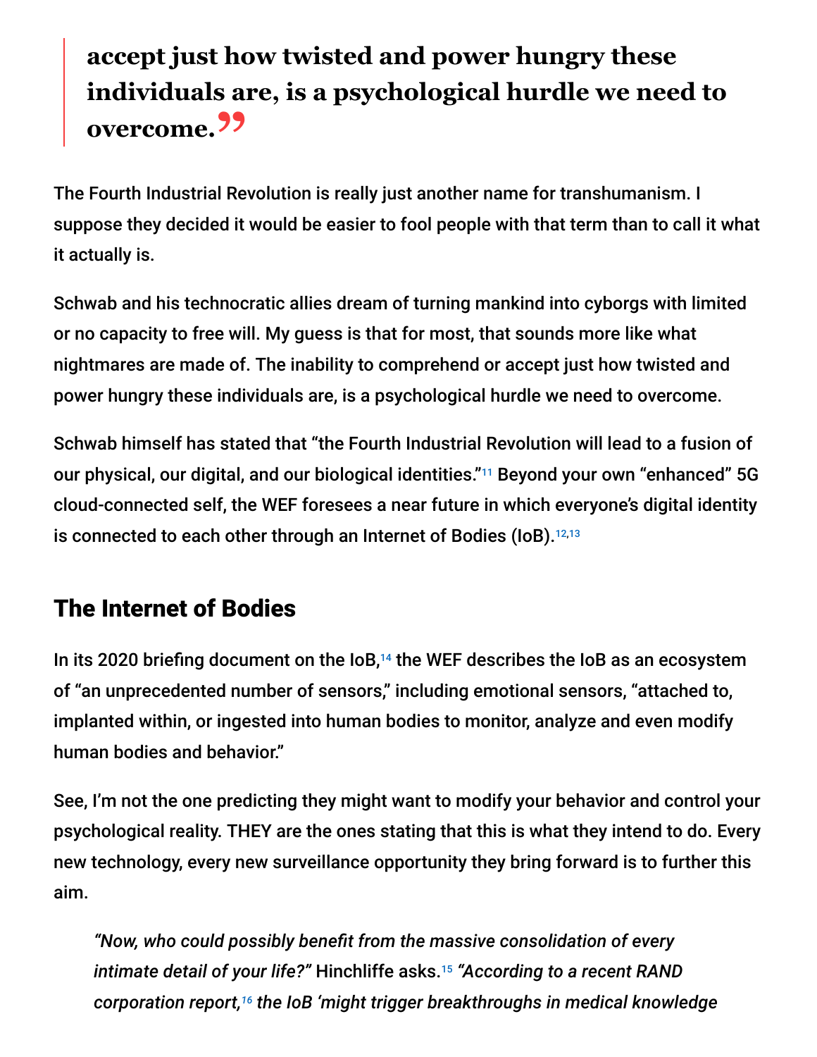> **accept just how twisted and power hungry these individuals are, is a psychological hurdle we need to overcome.”**

The Fourth Industrial Revolution is really just another name for transhumanism. I suppose they decided it would be easier to fool people with that term than to call it what it actually is.

Schwab and his technocratic allies dream of turning mankind into cyborgs with limited or no capacity to free will. My guess is that for most, that sounds more like what nightmares are made of. The inability to comprehend or accept just how twisted and power hungry these individuals are, is a psychological hurdle we need to overcome.

Schwab himself has stated that “the Fourth Industrial Revolution will lead to a fusion of our physical, our digital, and our biological identities.”[11] Beyond your own “enhanced” 5G cloud-connected self, the WEF foresees a near future in which everyone’s digital identity is connected to each other through an Internet of Bodies (IoB).[12,13]

## The Internet of Bodies

In its 2020 briefing document on the IoB,[14] the WEF describes the IoB as an ecosystem of “an unprecedented number of sensors,” including emotional sensors, “attached to, implanted within, or ingested into human bodies to monitor, analyze and even modify human bodies and behavior.”

See, I’m not the one predicting they might want to modify your behavior and control your psychological reality. THEY are the ones stating that this is what they intend to do. Every new technology, every new surveillance opportunity they bring forward is to further this aim.

> *“Now, who could possibly benefit from the massive consolidation of every intimate detail of your life?”* Hinchliffe asks.[15] *“According to a recent RAND corporation report,[16] the IoB ‘might trigger breakthroughs in medical knowledge*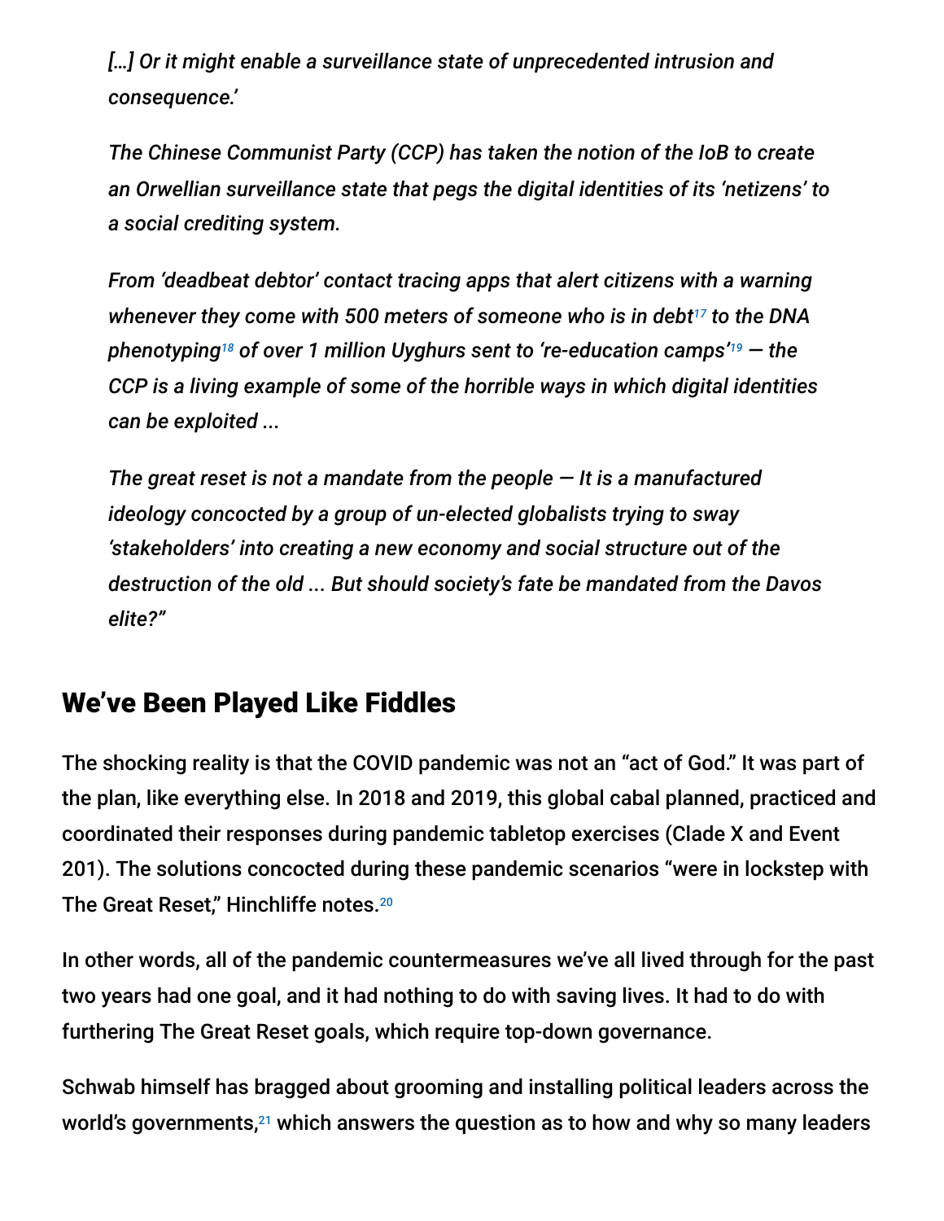*[…] Or it might enable a surveillance state of unprecedented intrusion and consequence.'*

*The Chinese Communist Party (CCP) has taken the notion of the IoB to create an Orwellian surveillance state that pegs the digital identities of its 'netizens' to a social crediting system.*

*From 'deadbeat debtor' contact tracing apps that alert citizens with a warning whenever they come with 500 meters of someone who is in debt[17] to the DNA phenotyping[18] of over 1 million Uyghurs sent to 're-education camps'[19] — the CCP is a living example of some of the horrible ways in which digital identities can be exploited ...*

*The great reset is not a mandate from the people — It is a manufactured ideology concocted by a group of un-elected globalists trying to sway 'stakeholders' into creating a new economy and social structure out of the destruction of the old ... But should society's fate be mandated from the Davos elite?"*

## We've Been Played Like Fiddles

The shocking reality is that the COVID pandemic was not an "act of God." It was part of the plan, like everything else. In 2018 and 2019, this global cabal planned, practiced and coordinated their responses during pandemic tabletop exercises (Clade X and Event 201). The solutions concocted during these pandemic scenarios "were in lockstep with The Great Reset," Hinchliffe notes.[20]

In other words, all of the pandemic countermeasures we've all lived through for the past two years had one goal, and it had nothing to do with saving lives. It had to do with furthering The Great Reset goals, which require top-down governance.

Schwab himself has bragged about grooming and installing political leaders across the world's governments,[21] which answers the question as to how and why so many leaders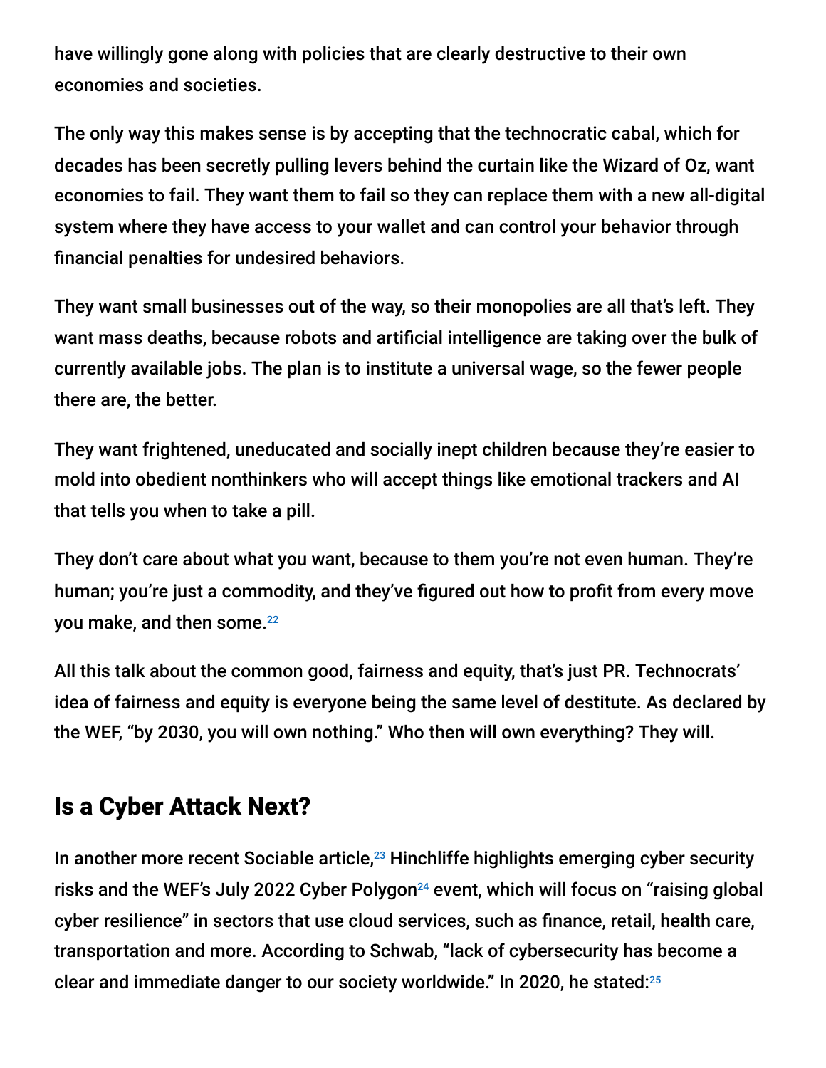have willingly gone along with policies that are clearly destructive to their own economies and societies.

The only way this makes sense is by accepting that the technocratic cabal, which for decades has been secretly pulling levers behind the curtain like the Wizard of Oz, want economies to fail. They want them to fail so they can replace them with a new all-digital system where they have access to your wallet and can control your behavior through financial penalties for undesired behaviors.

They want small businesses out of the way, so their monopolies are all that's left. They want mass deaths, because robots and artificial intelligence are taking over the bulk of currently available jobs. The plan is to institute a universal wage, so the fewer people there are, the better.

They want frightened, uneducated and socially inept children because they're easier to mold into obedient nonthinkers who will accept things like emotional trackers and AI that tells you when to take a pill.

They don't care about what you want, because to them you're not even human. They're human; you're just a commodity, and they've figured out how to profit from every move you make, and then some.[22]

All this talk about the common good, fairness and equity, that's just PR. Technocrats' idea of fairness and equity is everyone being the same level of destitute. As declared by the WEF, "by 2030, you will own nothing." Who then will own everything? They will.

## Is a Cyber Attack Next?

In another more recent Sociable article,[23] Hinchliffe highlights emerging cyber security risks and the WEF's July 2022 Cyber Polygon[24] event, which will focus on "raising global cyber resilience" in sectors that use cloud services, such as finance, retail, health care, transportation and more. According to Schwab, "lack of cybersecurity has become a clear and immediate danger to our society worldwide." In 2020, he stated:[25]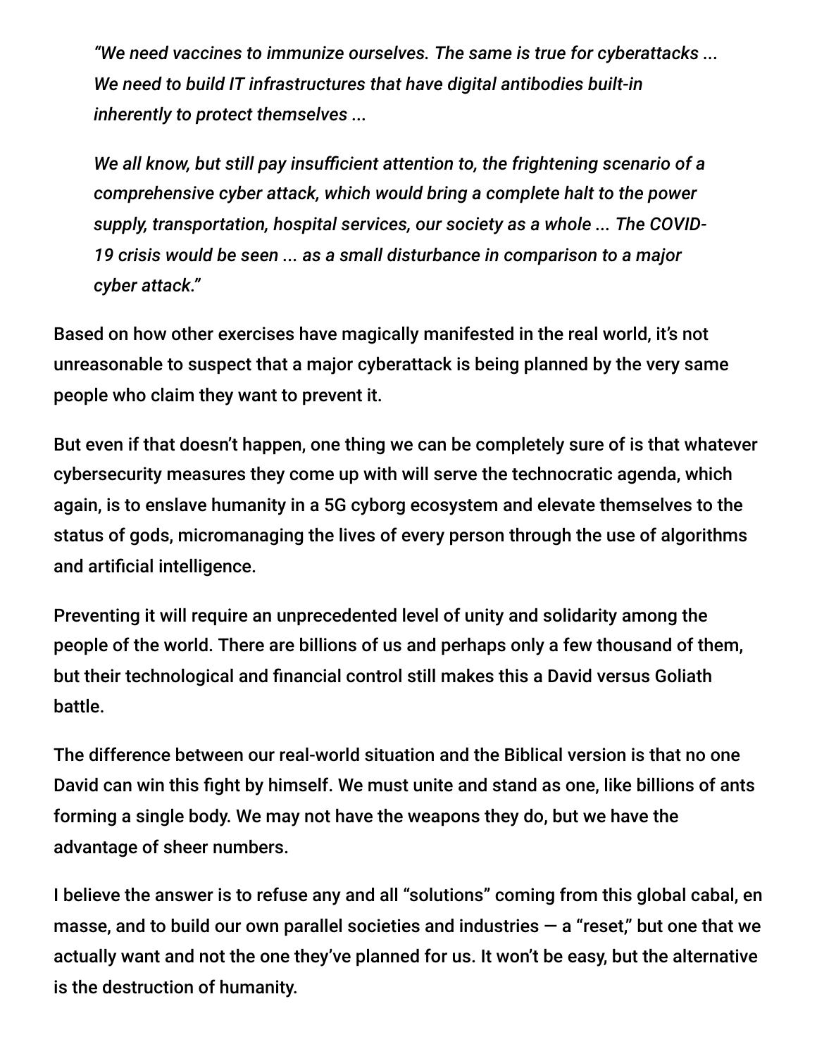> *"We need vaccines to immunize ourselves. The same is true for cyberattacks ... We need to build IT infrastructures that have digital antibodies built-in inherently to protect themselves ...*
>
> *We all know, but still pay insufficient attention to, the frightening scenario of a comprehensive cyber attack, which would bring a complete halt to the power supply, transportation, hospital services, our society as a whole ... The COVID-19 crisis would be seen ... as a small disturbance in comparison to a major cyber attack."*

Based on how other exercises have magically manifested in the real world, it's not unreasonable to suspect that a major cyberattack is being planned by the very same people who claim they want to prevent it.

But even if that doesn't happen, one thing we can be completely sure of is that whatever cybersecurity measures they come up with will serve the technocratic agenda, which again, is to enslave humanity in a 5G cyborg ecosystem and elevate themselves to the status of gods, micromanaging the lives of every person through the use of algorithms and artificial intelligence.

Preventing it will require an unprecedented level of unity and solidarity among the people of the world. There are billions of us and perhaps only a few thousand of them, but their technological and financial control still makes this a David versus Goliath battle.

The difference between our real-world situation and the Biblical version is that no one David can win this fight by himself. We must unite and stand as one, like billions of ants forming a single body. We may not have the weapons they do, but we have the advantage of sheer numbers.

I believe the answer is to refuse any and all "solutions" coming from this global cabal, en masse, and to build our own parallel societies and industries — a "reset," but one that we actually want and not the one they've planned for us. It won't be easy, but the alternative is the destruction of humanity.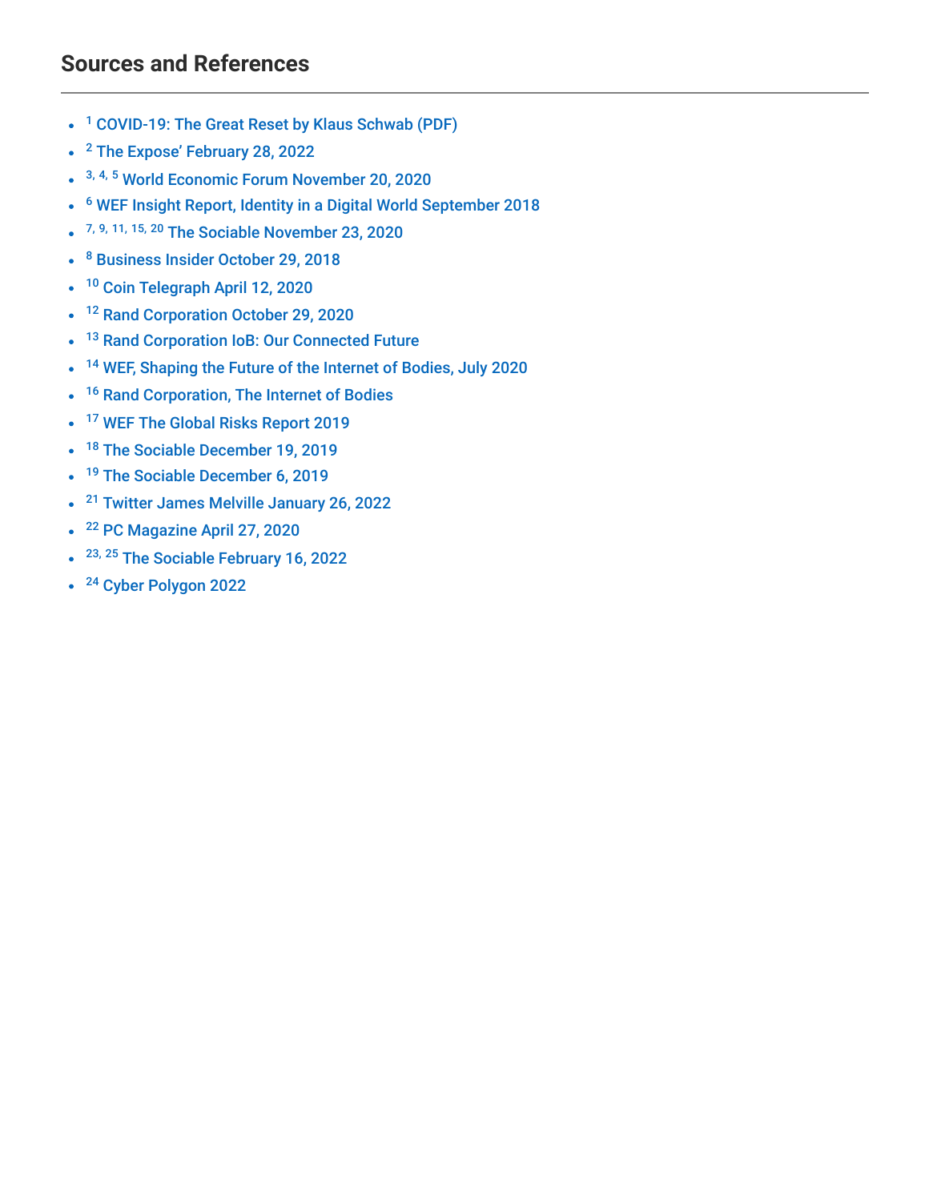## Sources and References

- [1] COVID-19: The Great Reset by Klaus Schwab (PDF)
- [2] The Expose' February 28, 2022
- [3, 4, 5] World Economic Forum November 20, 2020
- [6] WEF Insight Report, Identity in a Digital World September 2018
- [7, 9, 11, 15, 20] The Sociable November 23, 2020
- [8] Business Insider October 29, 2018
- [10] Coin Telegraph April 12, 2020
- [12] Rand Corporation October 29, 2020
- [13] Rand Corporation IoB: Our Connected Future
- [14] WEF, Shaping the Future of the Internet of Bodies, July 2020
- [16] Rand Corporation, The Internet of Bodies
- [17] WEF The Global Risks Report 2019
- [18] The Sociable December 19, 2019
- [19] The Sociable December 6, 2019
- [21] Twitter James Melville January 26, 2022
- [22] PC Magazine April 27, 2020
- [23, 25] The Sociable February 16, 2022
- [24] Cyber Polygon 2022